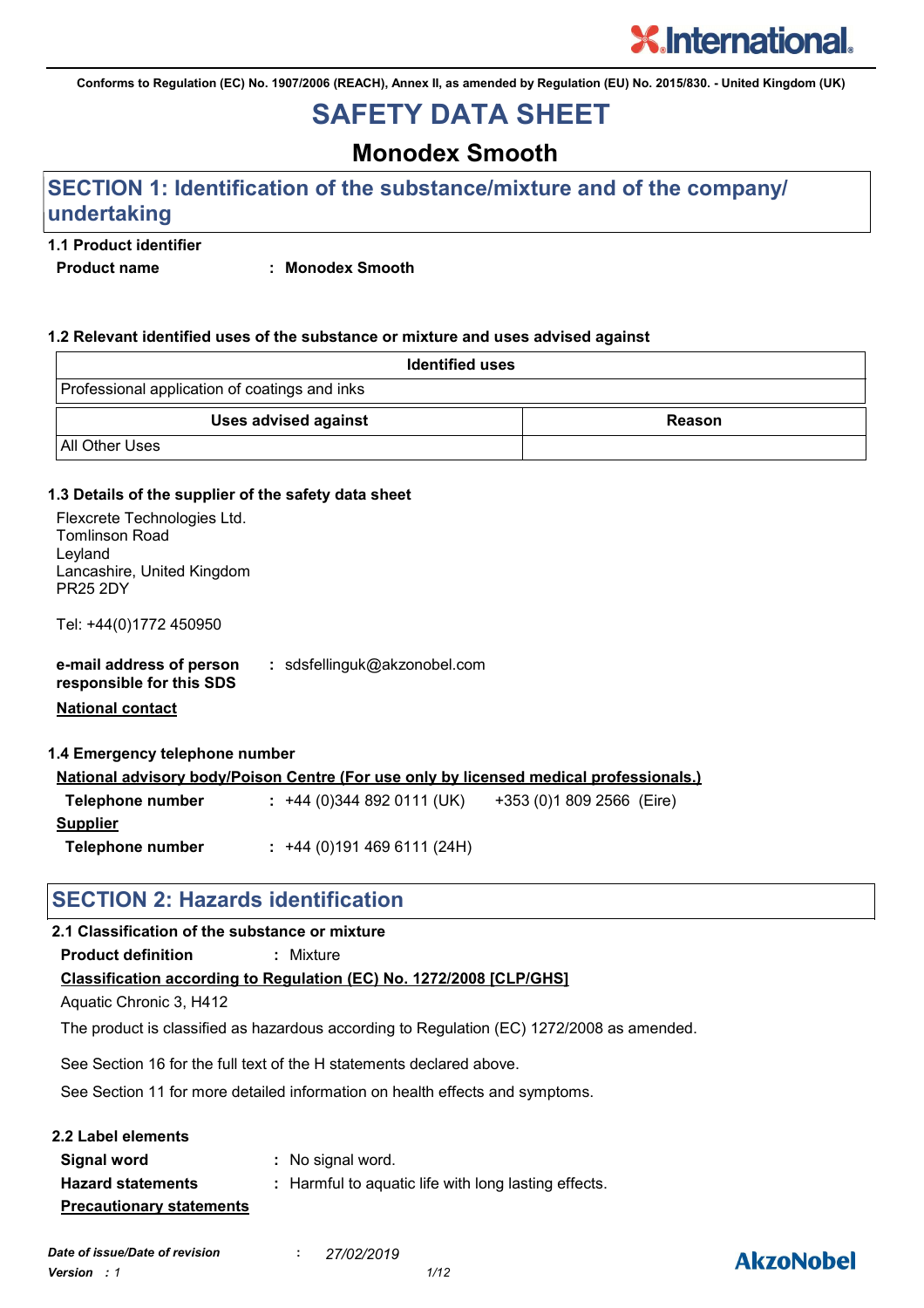Conforms to Regulation (EC) No. 1907/2006 (REACH), Annex II, as amended by Regulation (EU) No. 2015/830. - United Kingdom (UK)

# SAFETY DATA SHEET

## Monodex Smooth

## SECTION 1: Identification of the substance/mixture and of the company/ undertaking

### 1.1 Product identifier

**Product name** : **Monodex Smooth**

### 1.2 Relevant identified uses of the substance or mixture and uses advised against

| Identified uses |
|---|
| Professional application of coatings and inks |

| Uses advised against | Reason |
|---|---|
| All Other Uses | |

### 1.3 Details of the supplier of the safety data sheet

Flexcrete Technologies Ltd.
Tomlinson Road
Leyland
Lancashire, United Kingdom
PR25 2DY

Tel: +44(0)1772 450950

**e-mail address of person responsible for this SDS** : sdsfellinguk@akzonobel.com

**National contact**

### 1.4 Emergency telephone number

**National advisory body/Poison Centre (For use only by licensed medical professionals.)**

**Telephone number** : +44 (0)344 892 0111 (UK) +353 (0)1 809 2566 (Eire)

**Supplier**

**Telephone number** : +44 (0)191 469 6111 (24H)

## SECTION 2: Hazards identification

### 2.1 Classification of the substance or mixture

**Product definition** : Mixture

**Classification according to Regulation (EC) No. 1272/2008 [CLP/GHS]**

Aquatic Chronic 3, H412

The product is classified as hazardous according to Regulation (EC) 1272/2008 as amended.

See Section 16 for the full text of the H statements declared above.

See Section 11 for more detailed information on health effects and symptoms.

### 2.2 Label elements

**Signal word** : No signal word.

**Hazard statements** : Harmful to aquatic life with long lasting effects.

**Precautionary statements**

*Date of issue/Date of revision* : *27/02/2019*

*Version : 1*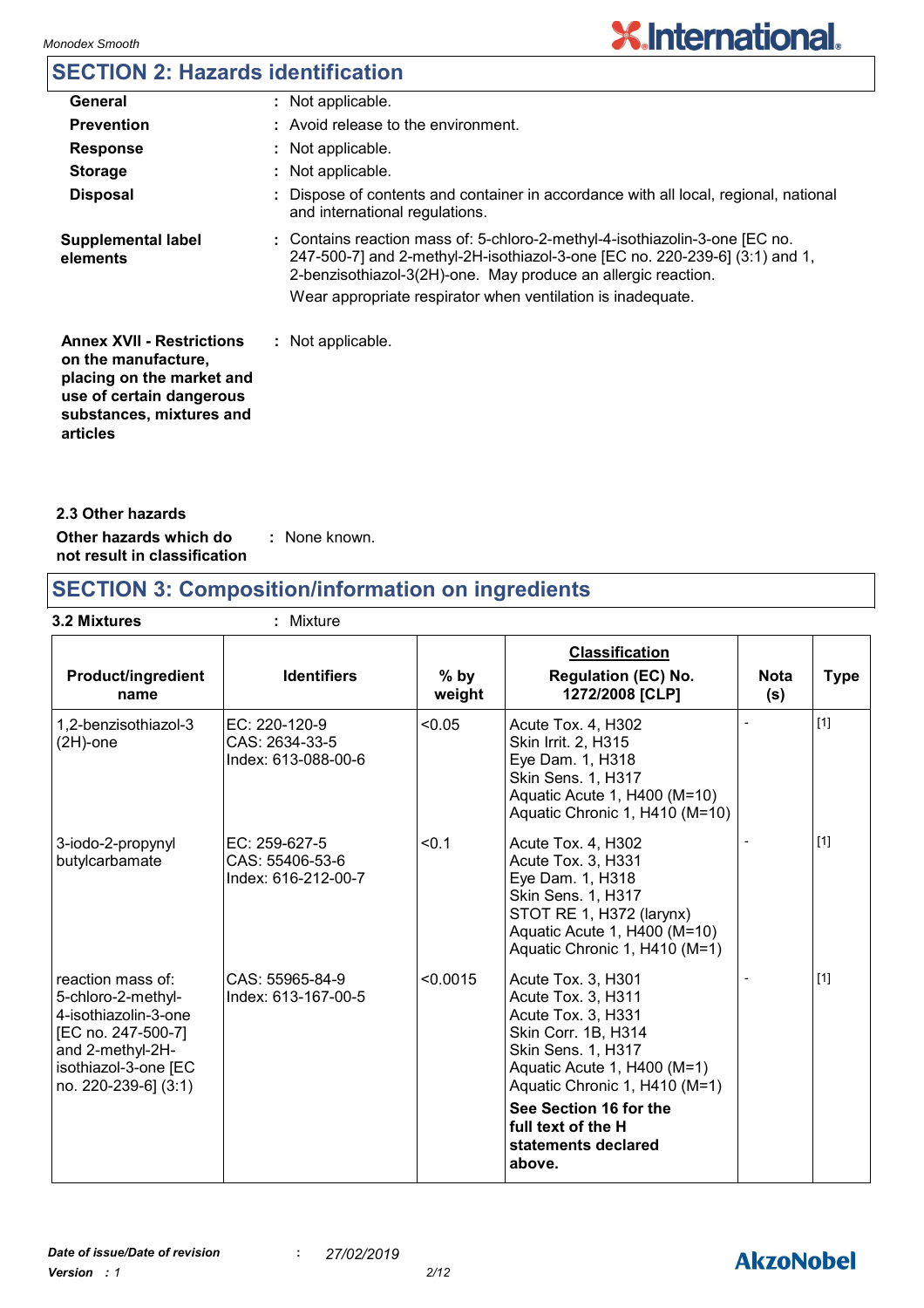## SECTION 2: Hazards identification

| | |
|---|---|
| **General** | : Not applicable. |
| **Prevention** | : Avoid release to the environment. |
| **Response** | : Not applicable. |
| **Storage** | : Not applicable. |
| **Disposal** | : Dispose of contents and container in accordance with all local, regional, national and international regulations. |

**Supplemental label elements** : Contains reaction mass of: 5-chloro-2-methyl-4-isothiazolin-3-one [EC no. 247-500-7] and 2-methyl-2H-isothiazol-3-one [EC no. 220-239-6] (3:1) and 1, 2-benzisothiazol-3(2H)-one. May produce an allergic reaction.
Wear appropriate respirator when ventilation is inadequate.

**Annex XVII - Restrictions on the manufacture, placing on the market and use of certain dangerous substances, mixtures and articles** : Not applicable.

### 2.3 Other hazards

**Other hazards which do not result in classification** : None known.

## SECTION 3: Composition/information on ingredients

**3.2 Mixtures** : Mixture

| Product/ingredient name | Identifiers | % by weight | **Classification** Regulation (EC) No. 1272/2008 [CLP] | Nota (s) | Type |
|---|---|---|---|---|---|
| 1,2-benzisothiazol-3(2H)-one | EC: 220-120-9<br>CAS: 2634-33-5<br>Index: 613-088-00-6 | <0.05 | Acute Tox. 4, H302<br>Skin Irrit. 2, H315<br>Eye Dam. 1, H318<br>Skin Sens. 1, H317<br>Aquatic Acute 1, H400 (M=10)<br>Aquatic Chronic 1, H410 (M=10) | - | [1] |
| 3-iodo-2-propynyl butylcarbamate | EC: 259-627-5<br>CAS: 55406-53-6<br>Index: 616-212-00-7 | <0.1 | Acute Tox. 4, H302<br>Acute Tox. 3, H331<br>Eye Dam. 1, H318<br>Skin Sens. 1, H317<br>STOT RE 1, H372 (larynx)<br>Aquatic Acute 1, H400 (M=10)<br>Aquatic Chronic 1, H410 (M=1) | - | [1] |
| reaction mass of: 5-chloro-2-methyl-4-isothiazolin-3-one [EC no. 247-500-7] and 2-methyl-2H-isothiazol-3-one [EC no. 220-239-6] (3:1) | CAS: 55965-84-9<br>Index: 613-167-00-5 | <0.0015 | Acute Tox. 3, H301<br>Acute Tox. 3, H311<br>Acute Tox. 3, H331<br>Skin Corr. 1B, H314<br>Skin Sens. 1, H317<br>Aquatic Acute 1, H400 (M=1)<br>Aquatic Chronic 1, H410 (M=1)<br>**See Section 16 for the full text of the H statements declared above.** | - | [1] |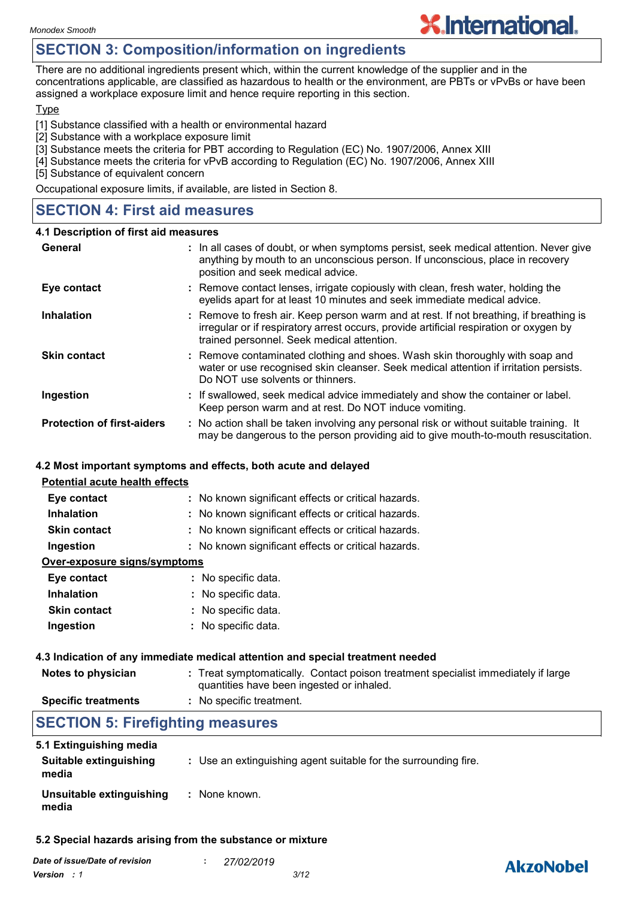## SECTION 3: Composition/information on ingredients

There are no additional ingredients present which, within the current knowledge of the supplier and in the concentrations applicable, are classified as hazardous to health or the environment, are PBTs or vPvBs or have been assigned a workplace exposure limit and hence require reporting in this section.

Type

[1] Substance classified with a health or environmental hazard
[2] Substance with a workplace exposure limit
[3] Substance meets the criteria for PBT according to Regulation (EC) No. 1907/2006, Annex XIII
[4] Substance meets the criteria for vPvB according to Regulation (EC) No. 1907/2006, Annex XIII
[5] Substance of equivalent concern

Occupational exposure limits, if available, are listed in Section 8.

## SECTION 4: First aid measures

### 4.1 Description of first aid measures

**General** : In all cases of doubt, or when symptoms persist, seek medical attention. Never give anything by mouth to an unconscious person. If unconscious, place in recovery position and seek medical advice.

**Eye contact** : Remove contact lenses, irrigate copiously with clean, fresh water, holding the eyelids apart for at least 10 minutes and seek immediate medical advice.

**Inhalation** : Remove to fresh air. Keep person warm and at rest. If not breathing, if breathing is irregular or if respiratory arrest occurs, provide artificial respiration or oxygen by trained personnel. Seek medical attention.

**Skin contact** : Remove contaminated clothing and shoes. Wash skin thoroughly with soap and water or use recognised skin cleanser. Seek medical attention if irritation persists. Do NOT use solvents or thinners.

**Ingestion** : If swallowed, seek medical advice immediately and show the container or label. Keep person warm and at rest. Do NOT induce vomiting.

**Protection of first-aiders** : No action shall be taken involving any personal risk or without suitable training. It may be dangerous to the person providing aid to give mouth-to-mouth resuscitation.

### 4.2 Most important symptoms and effects, both acute and delayed

Potential acute health effects

**Eye contact** : No known significant effects or critical hazards.
**Inhalation** : No known significant effects or critical hazards.
**Skin contact** : No known significant effects or critical hazards.
**Ingestion** : No known significant effects or critical hazards.

Over-exposure signs/symptoms

**Eye contact** : No specific data.
**Inhalation** : No specific data.
**Skin contact** : No specific data.
**Ingestion** : No specific data.

### 4.3 Indication of any immediate medical attention and special treatment needed

**Notes to physician** : Treat symptomatically. Contact poison treatment specialist immediately if large quantities have been ingested or inhaled.

**Specific treatments** : No specific treatment.

## SECTION 5: Firefighting measures

### 5.1 Extinguishing media

**Suitable extinguishing media** : Use an extinguishing agent suitable for the surrounding fire.

**Unsuitable extinguishing media** : None known.

### 5.2 Special hazards arising from the substance or mixture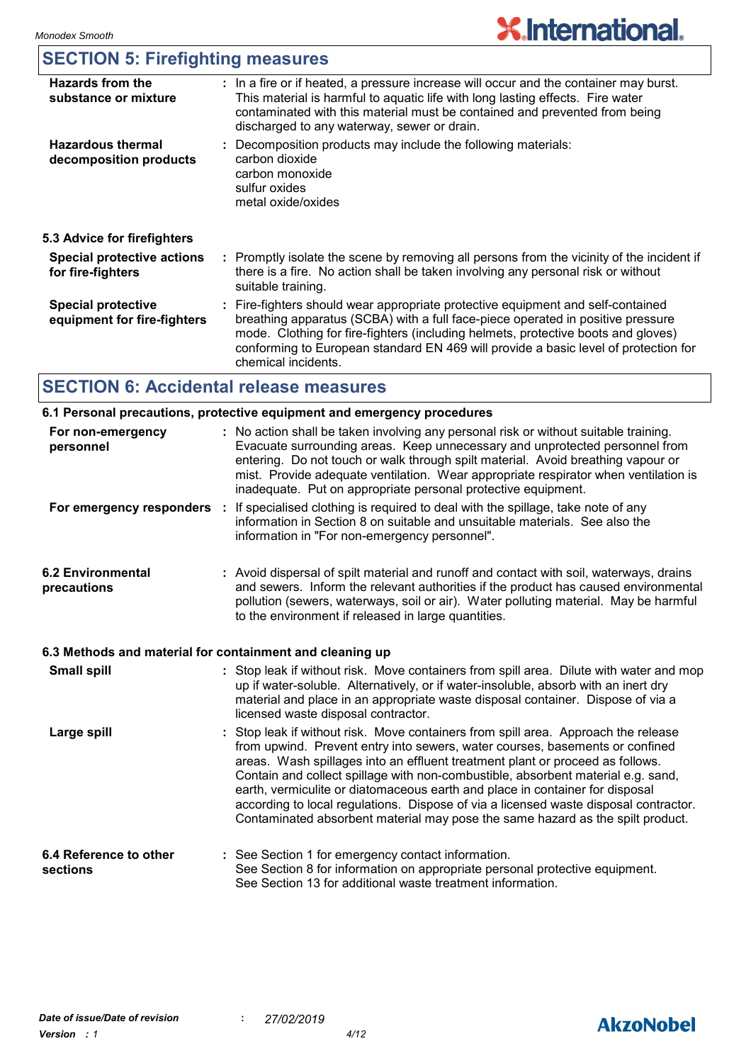## SECTION 5: Firefighting measures

| | |
|---|---|
| **Hazards from the substance or mixture** | : In a fire or if heated, a pressure increase will occur and the container may burst. This material is harmful to aquatic life with long lasting effects. Fire water contaminated with this material must be contained and prevented from being discharged to any waterway, sewer or drain. |
| **Hazardous thermal decomposition products** | : Decomposition products may include the following materials: carbon dioxide carbon monoxide sulfur oxides metal oxide/oxides |

### 5.3 Advice for firefighters

| | |
|---|---|
| **Special protective actions for fire-fighters** | : Promptly isolate the scene by removing all persons from the vicinity of the incident if there is a fire. No action shall be taken involving any personal risk or without suitable training. |
| **Special protective equipment for fire-fighters** | : Fire-fighters should wear appropriate protective equipment and self-contained breathing apparatus (SCBA) with a full face-piece operated in positive pressure mode. Clothing for fire-fighters (including helmets, protective boots and gloves) conforming to European standard EN 469 will provide a basic level of protection for chemical incidents. |

## SECTION 6: Accidental release measures

### 6.1 Personal precautions, protective equipment and emergency procedures

| | |
|---|---|
| **For non-emergency personnel** | : No action shall be taken involving any personal risk or without suitable training. Evacuate surrounding areas. Keep unnecessary and unprotected personnel from entering. Do not touch or walk through spilt material. Avoid breathing vapour or mist. Provide adequate ventilation. Wear appropriate respirator when ventilation is inadequate. Put on appropriate personal protective equipment. |
| **For emergency responders** | : If specialised clothing is required to deal with the spillage, take note of any information in Section 8 on suitable and unsuitable materials. See also the information in "For non-emergency personnel". |

| | |
|---|---|
| **6.2 Environmental precautions** | : Avoid dispersal of spilt material and runoff and contact with soil, waterways, drains and sewers. Inform the relevant authorities if the product has caused environmental pollution (sewers, waterways, soil or air). Water polluting material. May be harmful to the environment if released in large quantities. |

### 6.3 Methods and material for containment and cleaning up

| | |
|---|---|
| **Small spill** | : Stop leak if without risk. Move containers from spill area. Dilute with water and mop up if water-soluble. Alternatively, or if water-insoluble, absorb with an inert dry material and place in an appropriate waste disposal container. Dispose of via a licensed waste disposal contractor. |
| **Large spill** | : Stop leak if without risk. Move containers from spill area. Approach the release from upwind. Prevent entry into sewers, water courses, basements or confined areas. Wash spillages into an effluent treatment plant or proceed as follows. Contain and collect spillage with non-combustible, absorbent material e.g. sand, earth, vermiculite or diatomaceous earth and place in container for disposal according to local regulations. Dispose of via a licensed waste disposal contractor. Contaminated absorbent material may pose the same hazard as the spilt product. |

| | |
|---|---|
| **6.4 Reference to other sections** | : See Section 1 for emergency contact information. See Section 8 for information on appropriate personal protective equipment. See Section 13 for additional waste treatment information. |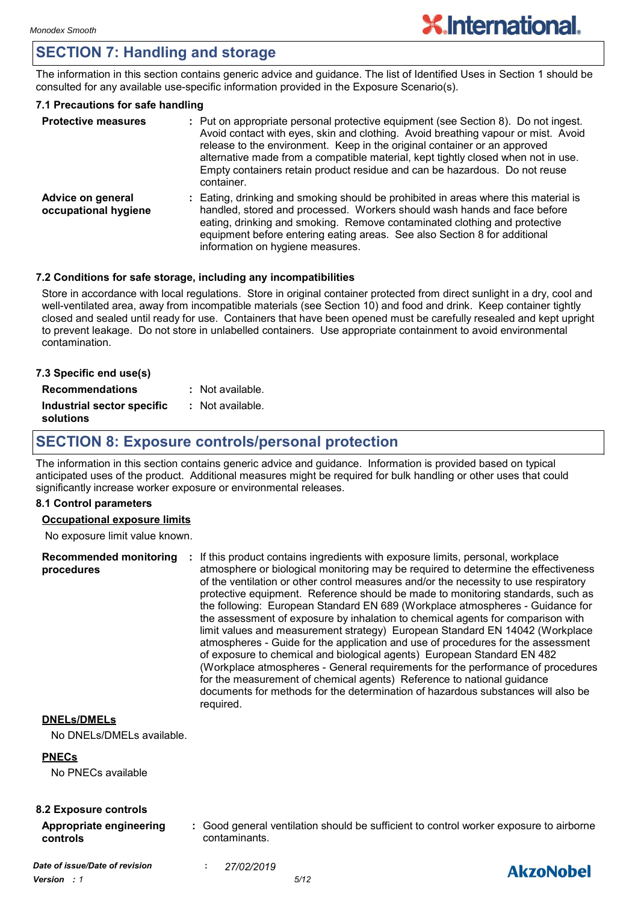## SECTION 7: Handling and storage

The information in this section contains generic advice and guidance. The list of Identified Uses in Section 1 should be consulted for any available use-specific information provided in the Exposure Scenario(s).

### 7.1 Precautions for safe handling

**Protective measures** : Put on appropriate personal protective equipment (see Section 8). Do not ingest. Avoid contact with eyes, skin and clothing. Avoid breathing vapour or mist. Avoid release to the environment. Keep in the original container or an approved alternative made from a compatible material, kept tightly closed when not in use. Empty containers retain product residue and can be hazardous. Do not reuse container.

**Advice on general occupational hygiene** : Eating, drinking and smoking should be prohibited in areas where this material is handled, stored and processed. Workers should wash hands and face before eating, drinking and smoking. Remove contaminated clothing and protective equipment before entering eating areas. See also Section 8 for additional information on hygiene measures.

### 7.2 Conditions for safe storage, including any incompatibilities

Store in accordance with local regulations. Store in original container protected from direct sunlight in a dry, cool and well-ventilated area, away from incompatible materials (see Section 10) and food and drink. Keep container tightly closed and sealed until ready for use. Containers that have been opened must be carefully resealed and kept upright to prevent leakage. Do not store in unlabelled containers. Use appropriate containment to avoid environmental contamination.

### 7.3 Specific end use(s)

**Recommendations** : Not available.

**Industrial sector specific solutions** : Not available.

## SECTION 8: Exposure controls/personal protection

The information in this section contains generic advice and guidance. Information is provided based on typical anticipated uses of the product. Additional measures might be required for bulk handling or other uses that could significantly increase worker exposure or environmental releases.

### 8.1 Control parameters

**Occupational exposure limits**

No exposure limit value known.

**Recommended monitoring procedures** : If this product contains ingredients with exposure limits, personal, workplace atmosphere or biological monitoring may be required to determine the effectiveness of the ventilation or other control measures and/or the necessity to use respiratory protective equipment. Reference should be made to monitoring standards, such as the following: European Standard EN 689 (Workplace atmospheres - Guidance for the assessment of exposure by inhalation to chemical agents for comparison with limit values and measurement strategy) European Standard EN 14042 (Workplace atmospheres - Guide for the application and use of procedures for the assessment of exposure to chemical and biological agents) European Standard EN 482 (Workplace atmospheres - General requirements for the performance of procedures for the measurement of chemical agents) Reference to national guidance documents for methods for the determination of hazardous substances will also be required.

**DNELs/DMELs**

No DNELs/DMELs available.

**PNECs**

No PNECs available

### 8.2 Exposure controls

**Appropriate engineering controls** : Good general ventilation should be sufficient to control worker exposure to airborne contaminants.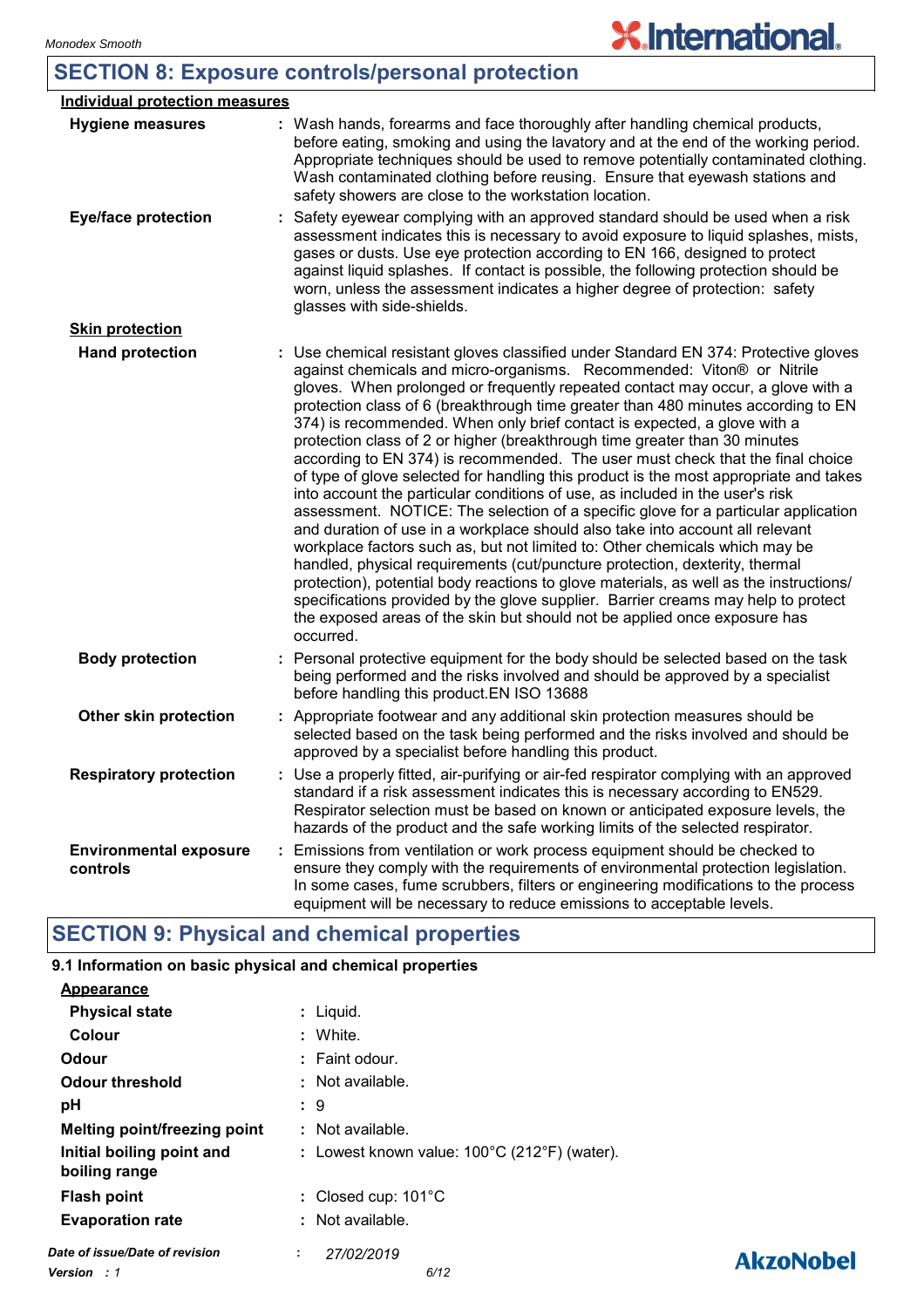## SECTION 8: Exposure controls/personal protection

**Individual protection measures**

**Hygiene measures** : Wash hands, forearms and face thoroughly after handling chemical products, before eating, smoking and using the lavatory and at the end of the working period. Appropriate techniques should be used to remove potentially contaminated clothing. Wash contaminated clothing before reusing. Ensure that eyewash stations and safety showers are close to the workstation location.

**Eye/face protection** : Safety eyewear complying with an approved standard should be used when a risk assessment indicates this is necessary to avoid exposure to liquid splashes, mists, gases or dusts. Use eye protection according to EN 166, designed to protect against liquid splashes. If contact is possible, the following protection should be worn, unless the assessment indicates a higher degree of protection: safety glasses with side-shields.

**Skin protection**

**Hand protection** : Use chemical resistant gloves classified under Standard EN 374: Protective gloves against chemicals and micro-organisms. Recommended: Viton® or Nitrile gloves. When prolonged or frequently repeated contact may occur, a glove with a protection class of 6 (breakthrough time greater than 480 minutes according to EN 374) is recommended. When only brief contact is expected, a glove with a protection class of 2 or higher (breakthrough time greater than 30 minutes according to EN 374) is recommended. The user must check that the final choice of type of glove selected for handling this product is the most appropriate and takes into account the particular conditions of use, as included in the user's risk assessment. NOTICE: The selection of a specific glove for a particular application and duration of use in a workplace should also take into account all relevant workplace factors such as, but not limited to: Other chemicals which may be handled, physical requirements (cut/puncture protection, dexterity, thermal protection), potential body reactions to glove materials, as well as the instructions/specifications provided by the glove supplier. Barrier creams may help to protect the exposed areas of the skin but should not be applied once exposure has occurred.

**Body protection** : Personal protective equipment for the body should be selected based on the task being performed and the risks involved and should be approved by a specialist before handling this product.EN ISO 13688

**Other skin protection** : Appropriate footwear and any additional skin protection measures should be selected based on the task being performed and the risks involved and should be approved by a specialist before handling this product.

**Respiratory protection** : Use a properly fitted, air-purifying or air-fed respirator complying with an approved standard if a risk assessment indicates this is necessary according to EN529. Respirator selection must be based on known or anticipated exposure levels, the hazards of the product and the safe working limits of the selected respirator.

**Environmental exposure controls** : Emissions from ventilation or work process equipment should be checked to ensure they comply with the requirements of environmental protection legislation. In some cases, fume scrubbers, filters or engineering modifications to the process equipment will be necessary to reduce emissions to acceptable levels.

## SECTION 9: Physical and chemical properties

**9.1 Information on basic physical and chemical properties**

**Appearance**

**Physical state** : Liquid.

**Colour** : White.

**Odour** : Faint odour.

**Odour threshold** : Not available.

**pH** : 9

**Melting point/freezing point** : Not available.

**Initial boiling point and boiling range** : Lowest known value: 100°C (212°F) (water).

**Flash point** : Closed cup: 101°C

**Evaporation rate** : Not available.

*Date of issue/Date of revision* : *27/02/2019*

*Version : 1*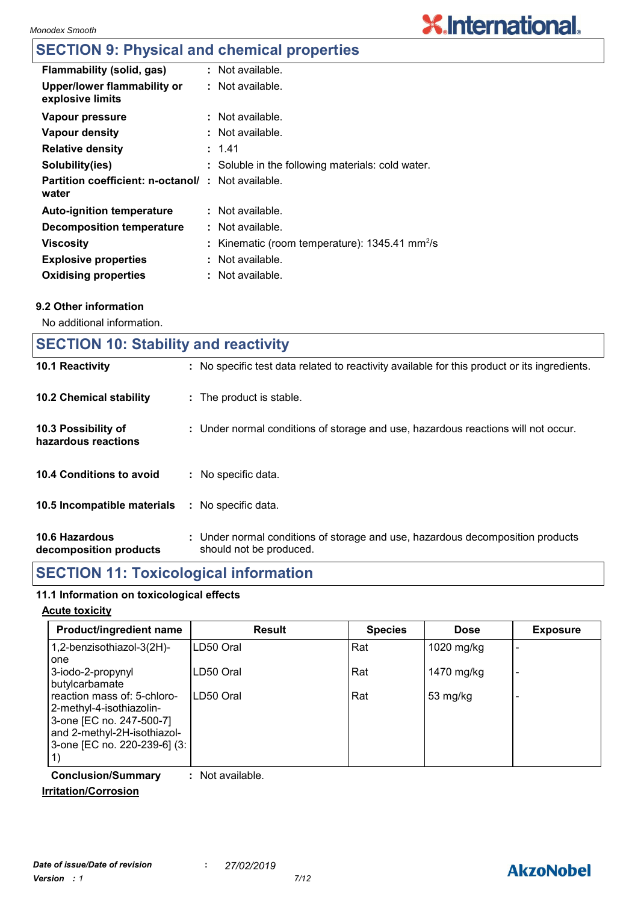## SECTION 9: Physical and chemical properties

| | |
|---|---|
| **Flammability (solid, gas)** | : Not available. |
| **Upper/lower flammability or explosive limits** | : Not available. |
| **Vapour pressure** | : Not available. |
| **Vapour density** | : Not available. |
| **Relative density** | : 1.41 |
| **Solubility(ies)** | : Soluble in the following materials: cold water. |
| **Partition coefficient: n-octanol/water** | : Not available. |
| **Auto-ignition temperature** | : Not available. |
| **Decomposition temperature** | : Not available. |
| **Viscosity** | : Kinematic (room temperature): 1345.41 $mm^2/s$ |
| **Explosive properties** | : Not available. |
| **Oxidising properties** | : Not available. |

### 9.2 Other information

No additional information.

## SECTION 10: Stability and reactivity

| | |
|---|---|
| **10.1 Reactivity** | : No specific test data related to reactivity available for this product or its ingredients. |
| **10.2 Chemical stability** | : The product is stable. |
| **10.3 Possibility of hazardous reactions** | : Under normal conditions of storage and use, hazardous reactions will not occur. |
| **10.4 Conditions to avoid** | : No specific data. |
| **10.5 Incompatible materials** | : No specific data. |
| **10.6 Hazardous decomposition products** | : Under normal conditions of storage and use, hazardous decomposition products should not be produced. |

## SECTION 11: Toxicological information

### 11.1 Information on toxicological effects

**Acute toxicity**

| Product/ingredient name | Result | Species | Dose | Exposure |
|---|---|---|---|---|
| 1,2-benzisothiazol-3(2H)-one | LD50 Oral | Rat | 1020 mg/kg | - |
| 3-iodo-2-propynyl butylcarbamate | LD50 Oral | Rat | 1470 mg/kg | - |
| reaction mass of: 5-chloro-2-methyl-4-isothiazolin-3-one [EC no. 247-500-7] and 2-methyl-2H-isothiazol-3-one [EC no. 220-239-6] (3:1) | LD50 Oral | Rat | 53 mg/kg | - |

**Conclusion/Summary** : Not available.

**Irritation/Corrosion**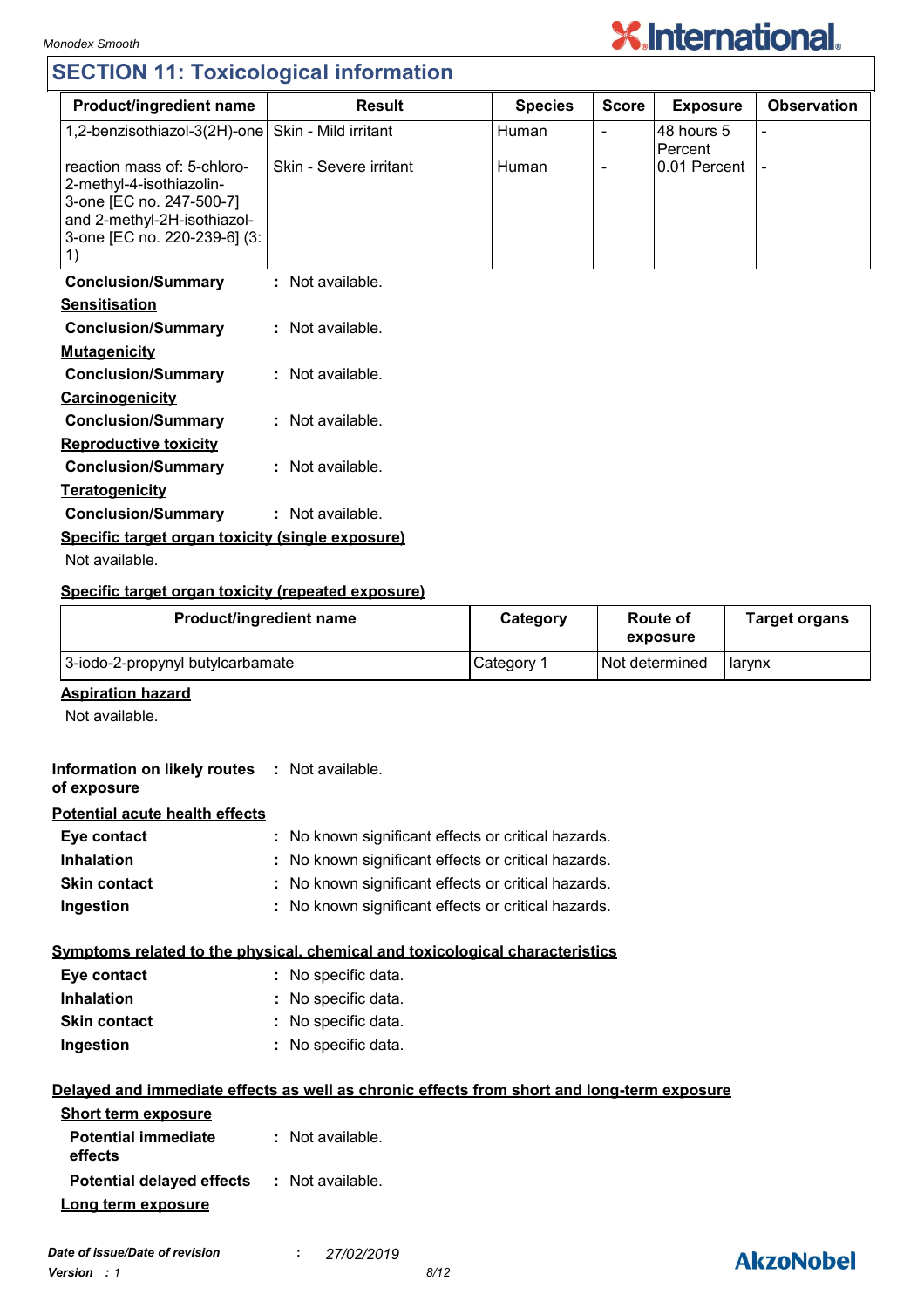## SECTION 11: Toxicological information

| Product/ingredient name | Result | Species | Score | Exposure | Observation |
|---|---|---|---|---|---|
| 1,2-benzisothiazol-3(2H)-one | Skin - Mild irritant | Human | - | 48 hours 5 Percent | - |
| reaction mass of: 5-chloro-2-methyl-4-isothiazolin-3-one [EC no. 247-500-7] and 2-methyl-2H-isothiazol-3-one [EC no. 220-239-6] (3:1) | Skin - Severe irritant | Human | - | 0.01 Percent | - |

**Conclusion/Summary** : Not available.

**Sensitisation**

**Conclusion/Summary** : Not available.

**Mutagenicity**

**Conclusion/Summary** : Not available.

**Carcinogenicity**

**Conclusion/Summary** : Not available.

**Reproductive toxicity**

**Conclusion/Summary** : Not available.

**Teratogenicity**

**Conclusion/Summary** : Not available.

**Specific target organ toxicity (single exposure)**

Not available.

**Specific target organ toxicity (repeated exposure)**

| Product/ingredient name | Category | Route of exposure | Target organs |
|---|---|---|---|
| 3-iodo-2-propynyl butylcarbamate | Category 1 | Not determined | larynx |

**Aspiration hazard**

Not available.

**Information on likely routes of exposure** : Not available.

**Potential acute health effects**

**Eye contact** : No known significant effects or critical hazards.
**Inhalation** : No known significant effects or critical hazards.
**Skin contact** : No known significant effects or critical hazards.
**Ingestion** : No known significant effects or critical hazards.

**Symptoms related to the physical, chemical and toxicological characteristics**

**Eye contact** : No specific data.
**Inhalation** : No specific data.
**Skin contact** : No specific data.
**Ingestion** : No specific data.

**Delayed and immediate effects as well as chronic effects from short and long-term exposure**

**Short term exposure**

**Potential immediate effects** : Not available.

**Potential delayed effects** : Not available.

**Long term exposure**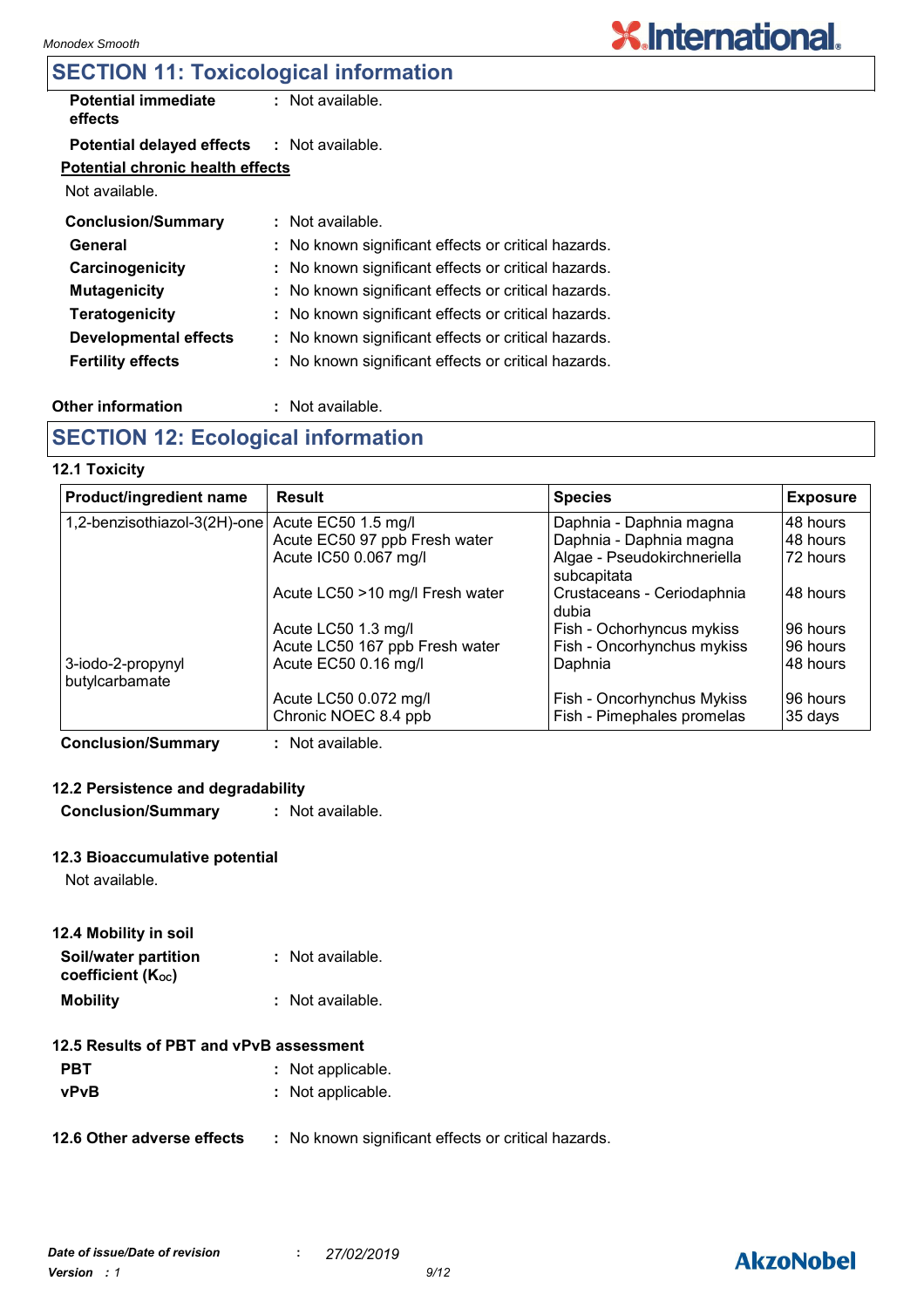## SECTION 11: Toxicological information

**Potential immediate effects** : Not available.

**Potential delayed effects** : Not available.

**Potential chronic health effects**

Not available.

**Conclusion/Summary** : Not available.

**General** : No known significant effects or critical hazards.

**Carcinogenicity** : No known significant effects or critical hazards.

**Mutagenicity** : No known significant effects or critical hazards.

**Teratogenicity** : No known significant effects or critical hazards.

**Developmental effects** : No known significant effects or critical hazards.

**Fertility effects** : No known significant effects or critical hazards.

**Other information** : Not available.

## SECTION 12: Ecological information

### 12.1 Toxicity

| Product/ingredient name | Result | Species | Exposure |
|---|---|---|---|
| 1,2-benzisothiazol-3(2H)-one | Acute EC50 1.5 mg/l | Daphnia - Daphnia magna | 48 hours |
| | Acute EC50 97 ppb Fresh water | Daphnia - Daphnia magna | 48 hours |
| | Acute IC50 0.067 mg/l | Algae - Pseudokirchneriella subcapitata | 72 hours |
| | Acute LC50 >10 mg/l Fresh water | Crustaceans - Ceriodaphnia dubia | 48 hours |
| | Acute LC50 1.3 mg/l | Fish - Ochorhyncus mykiss | 96 hours |
| | Acute LC50 167 ppb Fresh water | Fish - Oncorhynchus mykiss | 96 hours |
| 3-iodo-2-propynyl butylcarbamate | Acute EC50 0.16 mg/l | Daphnia | 48 hours |
| | Acute LC50 0.072 mg/l | Fish - Oncorhynchus Mykiss | 96 hours |
| | Chronic NOEC 8.4 ppb | Fish - Pimephales promelas | 35 days |

**Conclusion/Summary** : Not available.

### 12.2 Persistence and degradability

**Conclusion/Summary** : Not available.

### 12.3 Bioaccumulative potential

Not available.

### 12.4 Mobility in soil

**Soil/water partition coefficient ($K_{OC}$)** : Not available.

**Mobility** : Not available.

### 12.5 Results of PBT and vPvB assessment

**PBT** : Not applicable.

**vPvB** : Not applicable.

**12.6 Other adverse effects** : No known significant effects or critical hazards.

*Date of issue/Date of revision* : *27/02/2019*

*Version : 1*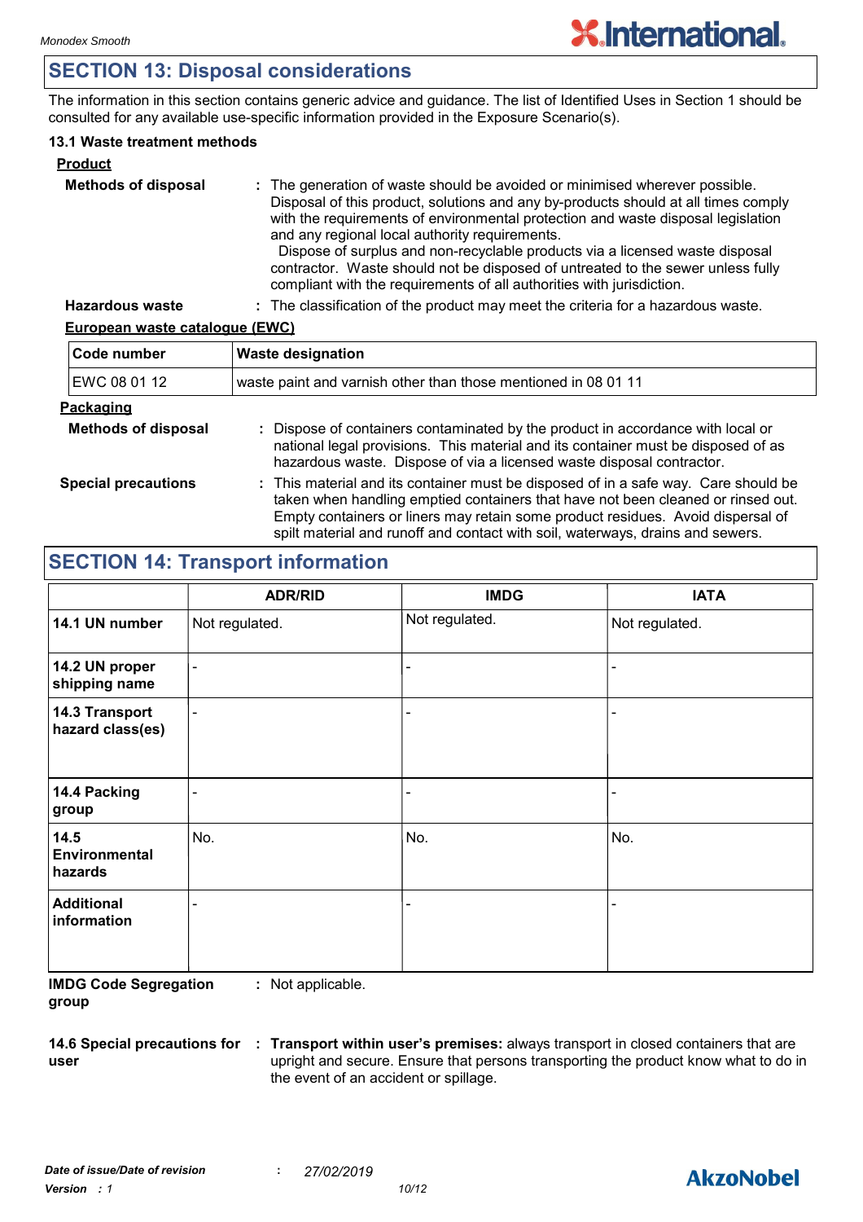## SECTION 13: Disposal considerations

The information in this section contains generic advice and guidance. The list of Identified Uses in Section 1 should be consulted for any available use-specific information provided in the Exposure Scenario(s).

### 13.1 Waste treatment methods

**Product**

**Methods of disposal** : The generation of waste should be avoided or minimised wherever possible. Disposal of this product, solutions and any by-products should at all times comply with the requirements of environmental protection and waste disposal legislation and any regional local authority requirements. Dispose of surplus and non-recyclable products via a licensed waste disposal contractor. Waste should not be disposed of untreated to the sewer unless fully compliant with the requirements of all authorities with jurisdiction.

**Hazardous waste** : The classification of the product may meet the criteria for a hazardous waste.

**European waste catalogue (EWC)**

| Code number | Waste designation |
|---|---|
| EWC 08 01 12 | waste paint and varnish other than those mentioned in 08 01 11 |

**Packaging**

**Methods of disposal** : Dispose of containers contaminated by the product in accordance with local or national legal provisions. This material and its container must be disposed of as hazardous waste. Dispose of via a licensed waste disposal contractor.

**Special precautions** : This material and its container must be disposed of in a safe way. Care should be taken when handling emptied containers that have not been cleaned or rinsed out. Empty containers or liners may retain some product residues. Avoid dispersal of spilt material and runoff and contact with soil, waterways, drains and sewers.

## SECTION 14: Transport information

| | ADR/RID | IMDG | IATA |
|---|---|---|---|
| **14.1 UN number** | Not regulated. | Not regulated. | Not regulated. |
| **14.2 UN proper shipping name** | - | - | - |
| **14.3 Transport hazard class(es)** | - | - | - |
| **14.4 Packing group** | - | - | - |
| **14.5 Environmental hazards** | No. | No. | No. |
| **Additional information** | - | - | - |

**IMDG Code Segregation group** : Not applicable.

**14.6 Special precautions for user** : **Transport within user's premises:** always transport in closed containers that are upright and secure. Ensure that persons transporting the product know what to do in the event of an accident or spillage.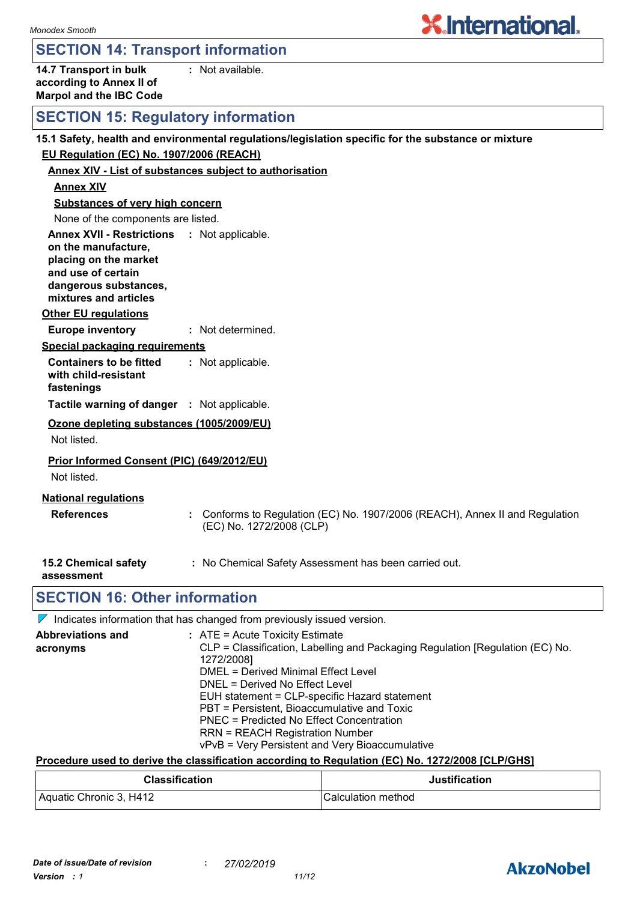## SECTION 14: Transport information

**14.7 Transport in bulk according to Annex II of Marpol and the IBC Code** : Not available.

## SECTION 15: Regulatory information

**15.1 Safety, health and environmental regulations/legislation specific for the substance or mixture**

**EU Regulation (EC) No. 1907/2006 (REACH)**

**Annex XIV - List of substances subject to authorisation**

**Annex XIV**

**Substances of very high concern**

None of the components are listed.

**Annex XVII - Restrictions on the manufacture, placing on the market and use of certain dangerous substances, mixtures and articles** : Not applicable.

**Other EU regulations**

**Europe inventory** : Not determined.

**Special packaging requirements**

**Containers to be fitted with child-resistant fastenings** : Not applicable.

**Tactile warning of danger** : Not applicable.

**Ozone depleting substances (1005/2009/EU)**

Not listed.

**Prior Informed Consent (PIC) (649/2012/EU)**

Not listed.

**National regulations**

**References** : Conforms to Regulation (EC) No. 1907/2006 (REACH), Annex II and Regulation (EC) No. 1272/2008 (CLP)

**15.2 Chemical safety assessment** : No Chemical Safety Assessment has been carried out.

## SECTION 16: Other information

Indicates information that has changed from previously issued version.

**Abbreviations and acronyms** :
ATE = Acute Toxicity Estimate
CLP = Classification, Labelling and Packaging Regulation [Regulation (EC) No. 1272/2008]
DMEL = Derived Minimal Effect Level
DNEL = Derived No Effect Level
EUH statement = CLP-specific Hazard statement
PBT = Persistent, Bioaccumulative and Toxic
PNEC = Predicted No Effect Concentration
RRN = REACH Registration Number
vPvB = Very Persistent and Very Bioaccumulative

**Procedure used to derive the classification according to Regulation (EC) No. 1272/2008 [CLP/GHS]**

| Classification | Justification |
|---|---|
| Aquatic Chronic 3, H412 | Calculation method |

*Date of issue/Date of revision* : 27/02/2019

*Version* : 1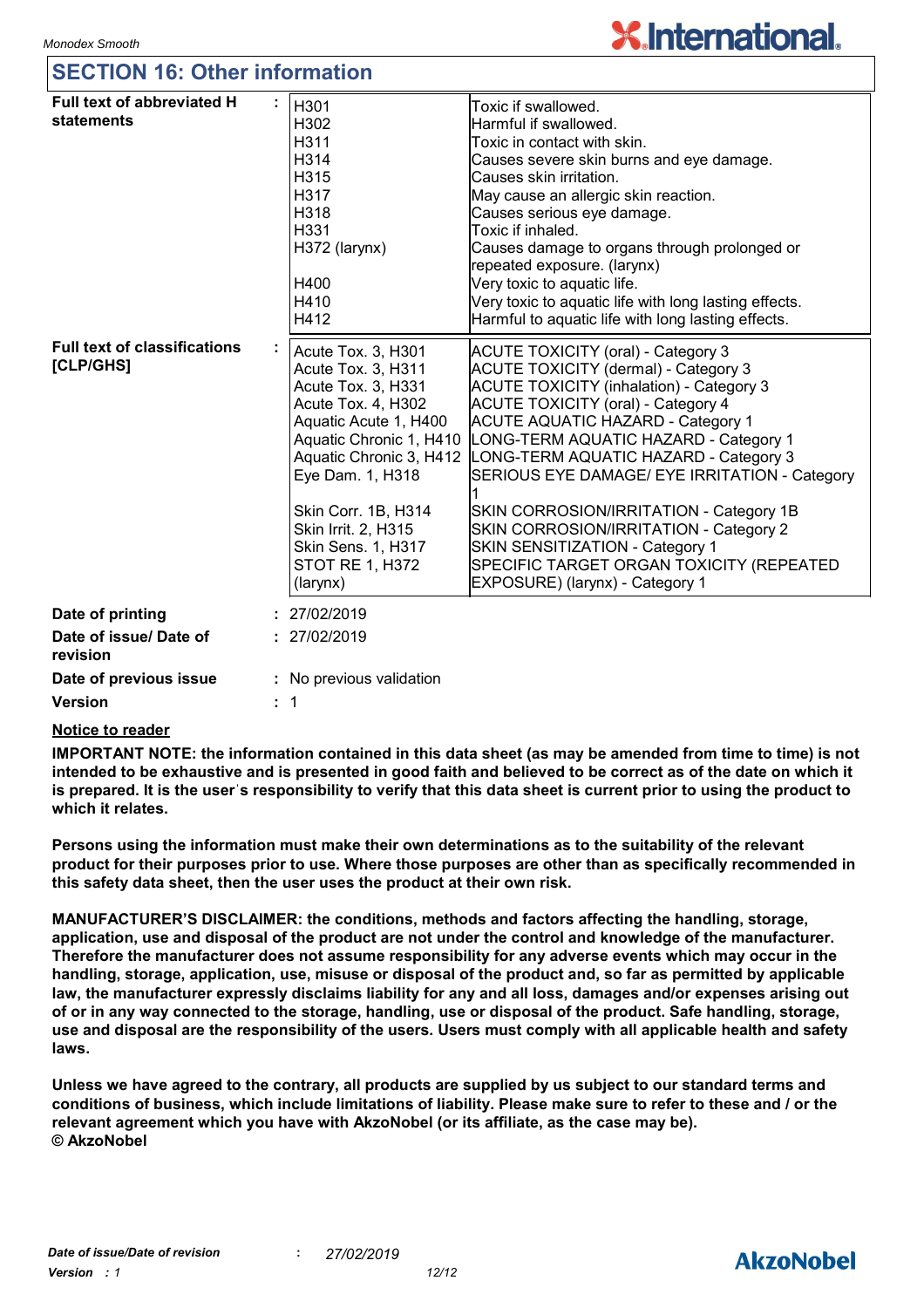## SECTION 16: Other information

**Full text of abbreviated H statements** :

| | |
|---|---|
| H301 | Toxic if swallowed. |
| H302 | Harmful if swallowed. |
| H311 | Toxic in contact with skin. |
| H314 | Causes severe skin burns and eye damage. |
| H315 | Causes skin irritation. |
| H317 | May cause an allergic skin reaction. |
| H318 | Causes serious eye damage. |
| H331 | Toxic if inhaled. |
| H372 (larynx) | Causes damage to organs through prolonged or repeated exposure. (larynx) |
| H400 | Very toxic to aquatic life. |
| H410 | Very toxic to aquatic life with long lasting effects. |
| H412 | Harmful to aquatic life with long lasting effects. |

**Full text of classifications [CLP/GHS]** :

| | |
|---|---|
| Acute Tox. 3, H301 | ACUTE TOXICITY (oral) - Category 3 |
| Acute Tox. 3, H311 | ACUTE TOXICITY (dermal) - Category 3 |
| Acute Tox. 3, H331 | ACUTE TOXICITY (inhalation) - Category 3 |
| Acute Tox. 4, H302 | ACUTE TOXICITY (oral) - Category 4 |
| Aquatic Acute 1, H400 | ACUTE AQUATIC HAZARD - Category 1 |
| Aquatic Chronic 1, H410 | LONG-TERM AQUATIC HAZARD - Category 1 |
| Aquatic Chronic 3, H412 | LONG-TERM AQUATIC HAZARD - Category 3 |
| Eye Dam. 1, H318 | SERIOUS EYE DAMAGE/ EYE IRRITATION - Category 1 |
| Skin Corr. 1B, H314 | SKIN CORROSION/IRRITATION - Category 1B |
| Skin Irrit. 2, H315 | SKIN CORROSION/IRRITATION - Category 2 |
| Skin Sens. 1, H317 | SKIN SENSITIZATION - Category 1 |
| STOT RE 1, H372 (larynx) | SPECIFIC TARGET ORGAN TOXICITY (REPEATED EXPOSURE) (larynx) - Category 1 |

**Date of printing** : 27/02/2019

**Date of issue/ Date of revision** : 27/02/2019

**Date of previous issue** : No previous validation

**Version** : 1

**Notice to reader**

**IMPORTANT NOTE: the information contained in this data sheet (as may be amended from time to time) is not intended to be exhaustive and is presented in good faith and believed to be correct as of the date on which it is prepared. It is the user's responsibility to verify that this data sheet is current prior to using the product to which it relates.**

**Persons using the information must make their own determinations as to the suitability of the relevant product for their purposes prior to use. Where those purposes are other than as specifically recommended in this safety data sheet, then the user uses the product at their own risk.**

**MANUFACTURER'S DISCLAIMER: the conditions, methods and factors affecting the handling, storage, application, use and disposal of the product are not under the control and knowledge of the manufacturer. Therefore the manufacturer does not assume responsibility for any adverse events which may occur in the handling, storage, application, use, misuse or disposal of the product and, so far as permitted by applicable law, the manufacturer expressly disclaims liability for any and all loss, damages and/or expenses arising out of or in any way connected to the storage, handling, use or disposal of the product. Safe handling, storage, use and disposal are the responsibility of the users. Users must comply with all applicable health and safety laws.**

**Unless we have agreed to the contrary, all products are supplied by us subject to our standard terms and conditions of business, which include limitations of liability. Please make sure to refer to these and / or the relevant agreement which you have with AkzoNobel (or its affiliate, as the case may be).**
**© AkzoNobel**